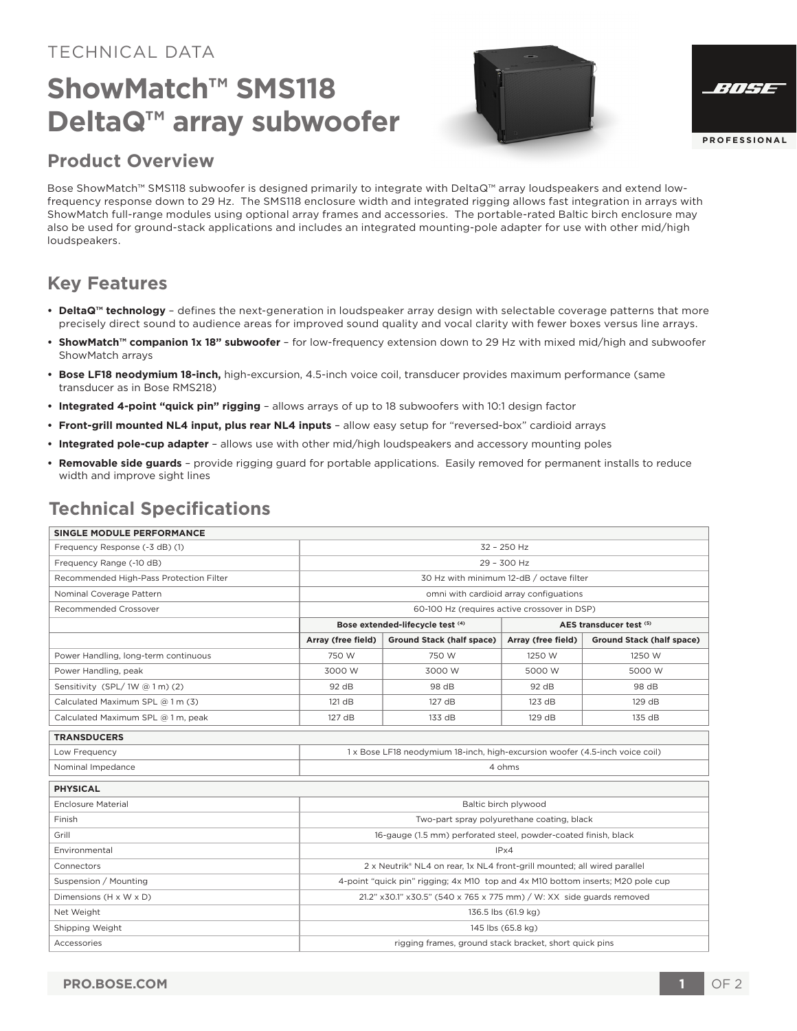TECHNICAL DATA

# ShowMatch™ SMS118 DeltaQ™ array subwoofer

## Product Overview

Bose ShowMatch™ SMS118 subwoofer is designed primarily to integrate with DeltaQ™ array loudspeakers and extend low-frequency response down to 29 Hz. The SMS118 enclosure width and integrated rigging allows fast integration in arrays with ShowMatch full-range modules using optional array frames and accessories. The portable-rated Baltic birch enclosure may also be used for ground-stack applications and includes an integrated mounting-pole adapter for use with other mid/high loudspeakers.

## Key Features

- **DeltaQ™ technology** – defines the next-generation in loudspeaker array design with selectable coverage patterns that more precisely direct sound to audience areas for improved sound quality and vocal clarity with fewer boxes versus line arrays.
- **ShowMatch™ companion 1x 18" subwoofer** – for low-frequency extension down to 29 Hz with mixed mid/high and subwoofer ShowMatch arrays
- **Bose LF18 neodymium 18-inch,** high-excursion, 4.5-inch voice coil, transducer provides maximum performance (same transducer as in Bose RMS218)
- **Integrated 4-point "quick pin" rigging** – allows arrays of up to 18 subwoofers with 10:1 design factor
- **Front-grill mounted NL4 input, plus rear NL4 inputs** – allow easy setup for "reversed-box" cardioid arrays
- **Integrated pole-cup adapter** – allows use with other mid/high loudspeakers and accessory mounting poles
- **Removable side guards** – provide rigging guard for portable applications. Easily removed for permanent installs to reduce width and improve sight lines

## Technical Specifications

| SINGLE MODULE PERFORMANCE | | | | |
|---|---|---|---|---|
| Frequency Response (-3 dB) (1) | 32 – 250 Hz | | | |
| Frequency Range (-10 dB) | 29 – 300 Hz | | | |
| Recommended High-Pass Protection Filter | 30 Hz with minimum 12-dB / octave filter | | | |
| Nominal Coverage Pattern | omni with cardioid array configuations | | | |
| Recommended Crossover | 60-100 Hz (requires active crossover in DSP) | | | |
| | Bose extended-lifecycle test (4) | | AES transducer test (5) | |
| | Array (free field) | Ground Stack (half space) | Array (free field) | Ground Stack (half space) |
| Power Handling, long-term continuous | 750 W | 750 W | 1250 W | 1250 W |
| Power Handling, peak | 3000 W | 3000 W | 5000 W | 5000 W |
| Sensitivity (SPL/ 1W @ 1 m) (2) | 92 dB | 98 dB | 92 dB | 98 dB |
| Calculated Maximum SPL @ 1 m (3) | 121 dB | 127 dB | 123 dB | 129 dB |
| Calculated Maximum SPL @ 1 m, peak | 127 dB | 133 dB | 129 dB | 135 dB |

| TRANSDUCERS | |
|---|---|
| Low Frequency | 1 x Bose LF18 neodymium 18-inch, high-excursion woofer (4.5-inch voice coil) |
| Nominal Impedance | 4 ohms |

| PHYSICAL | |
|---|---|
| Enclosure Material | Baltic birch plywood |
| Finish | Two-part spray polyurethane coating, black |
| Grill | 16-gauge (1.5 mm) perforated steel, powder-coated finish, black |
| Environmental | IPx4 |
| Connectors | 2 x Neutrik® NL4 on rear, 1x NL4 front-grill mounted; all wired parallel |
| Suspension / Mounting | 4-point "quick pin" rigging; 4x M10 top and 4x M10 bottom inserts; M20 pole cup |
| Dimensions (H x W x D) | 21.2" x30.1" x30.5" (540 x 765 x 775 mm) / W: XX side guards removed |
| Net Weight | 136.5 lbs (61.9 kg) |
| Shipping Weight | 145 lbs (65.8 kg) |
| Accessories | rigging frames, ground stack bracket, short quick pins |

PRO.BOSE.COM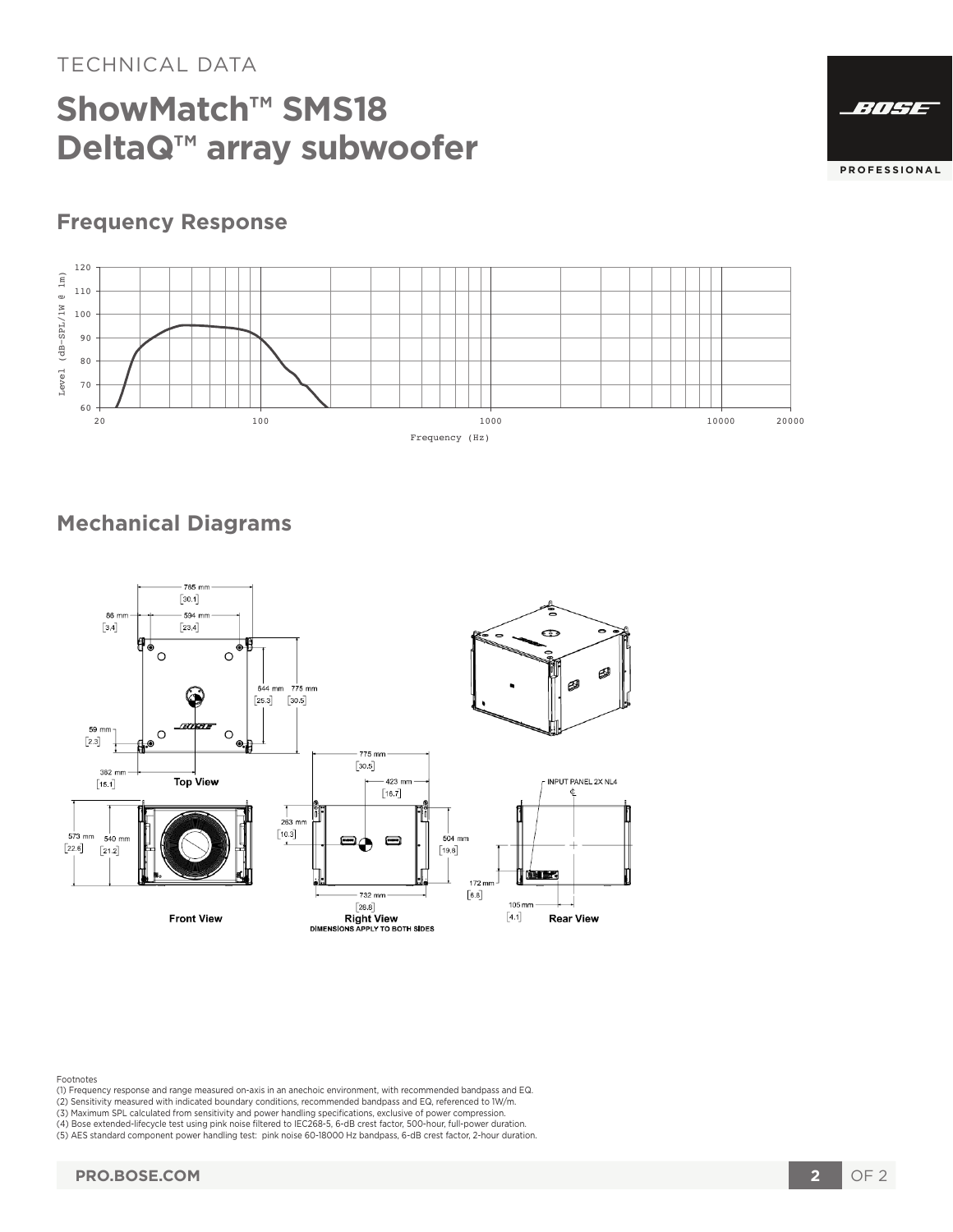TECHNICAL DATA

# ShowMatch™ SMS18 DeltaQ™ array subwoofer

## Frequency Response

Level (dB-SPL/1W @ 1m)

120
110
100
90
80
70
60

20
100
1000
10000
20000

Frequency (Hz)

## Mechanical Diagrams

785 mm [30.1]
86 mm [3.4]
594 mm [23.4]
644 mm [25.3]
775 mm [30.5]
59 mm [2.3]
382 mm [15.1]

Top View

775 mm [30.5]
423 mm [16.7]
263 mm [10.3]
504 mm [19.8]
732 mm [28.8]

Right View
DIMENSIONS APPLY TO BOTH SIDES

573 mm [22.6]
540 mm [21.2]

Front View

INPUT PANEL 2X NL4
℄
172 mm [6.8]
105 mm [4.1]

Rear View

Footnotes

(1) Frequency response and range measured on-axis in an anechoic environment, with recommended bandpass and EQ.
(2) Sensitivity measured with indicated boundary conditions, recommended bandpass and EQ, referenced to 1W/m.
(3) Maximum SPL calculated from sensitivity and power handling specifications, exclusive of power compression.
(4) Bose extended-lifecycle test using pink noise filtered to IEC268-5, 6-dB crest factor, 500-hour, full-power duration.
(5) AES standard component power handling test: pink noise 60-18000 Hz bandpass, 6-dB crest factor, 2-hour duration.